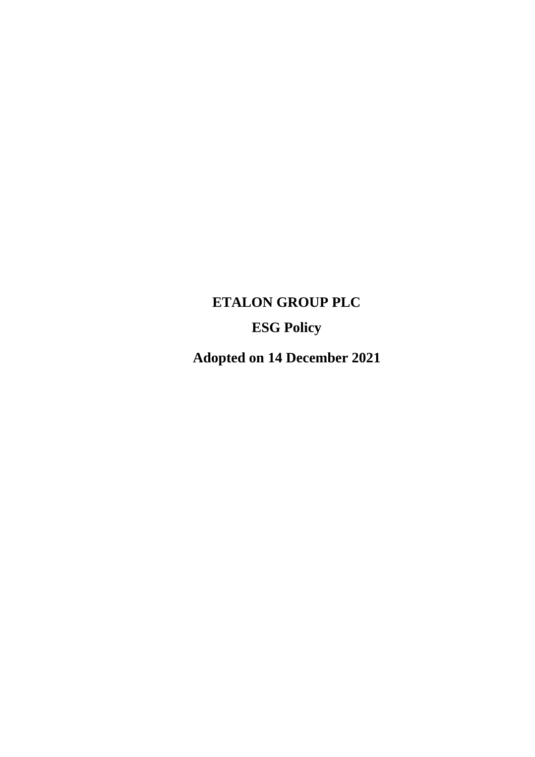# ETALON GROUP PLC

## ESG Policy

## Adopted on 14 December 2021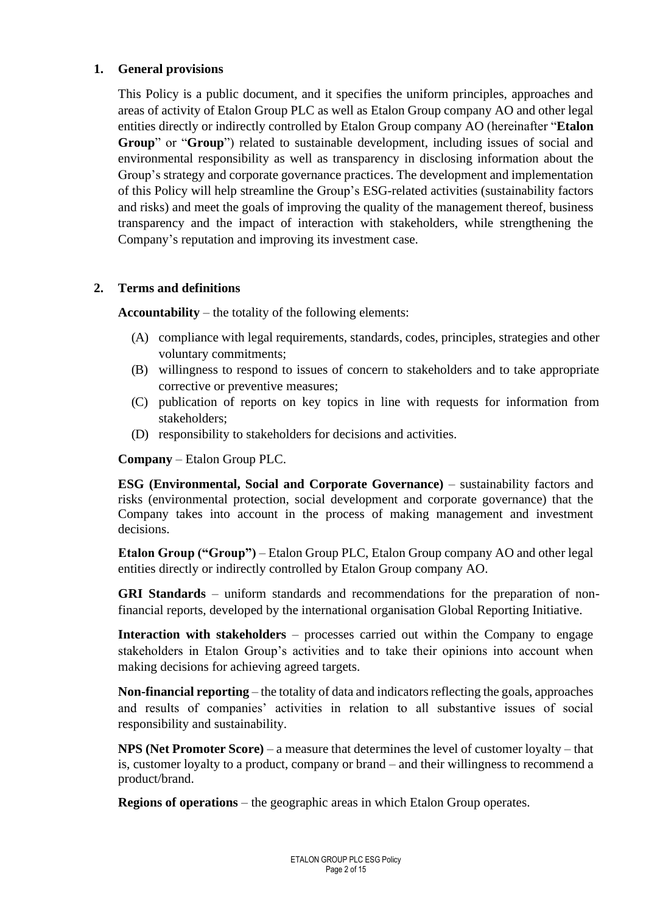## 1. General provisions

This Policy is a public document, and it specifies the uniform principles, approaches and areas of activity of Etalon Group PLC as well as Etalon Group company AO and other legal entities directly or indirectly controlled by Etalon Group company AO (hereinafter "**Etalon Group**" or "**Group**") related to sustainable development, including issues of social and environmental responsibility as well as transparency in disclosing information about the Group's strategy and corporate governance practices. The development and implementation of this Policy will help streamline the Group's ESG-related activities (sustainability factors and risks) and meet the goals of improving the quality of the management thereof, business transparency and the impact of interaction with stakeholders, while strengthening the Company's reputation and improving its investment case.

## 2. Terms and definitions

**Accountability** – the totality of the following elements:

(A) compliance with legal requirements, standards, codes, principles, strategies and other voluntary commitments;
(B) willingness to respond to issues of concern to stakeholders and to take appropriate corrective or preventive measures;
(C) publication of reports on key topics in line with requests for information from stakeholders;
(D) responsibility to stakeholders for decisions and activities.

**Company** – Etalon Group PLC.

**ESG (Environmental, Social and Corporate Governance)** – sustainability factors and risks (environmental protection, social development and corporate governance) that the Company takes into account in the process of making management and investment decisions.

**Etalon Group ("Group")** – Etalon Group PLC, Etalon Group company AO and other legal entities directly or indirectly controlled by Etalon Group company AO.

**GRI Standards** – uniform standards and recommendations for the preparation of non-financial reports, developed by the international organisation Global Reporting Initiative.

**Interaction with stakeholders** – processes carried out within the Company to engage stakeholders in Etalon Group's activities and to take their opinions into account when making decisions for achieving agreed targets.

**Non-financial reporting** – the totality of data and indicators reflecting the goals, approaches and results of companies' activities in relation to all substantive issues of social responsibility and sustainability.

**NPS (Net Promoter Score)** – a measure that determines the level of customer loyalty – that is, customer loyalty to a product, company or brand – and their willingness to recommend a product/brand.

**Regions of operations** – the geographic areas in which Etalon Group operates.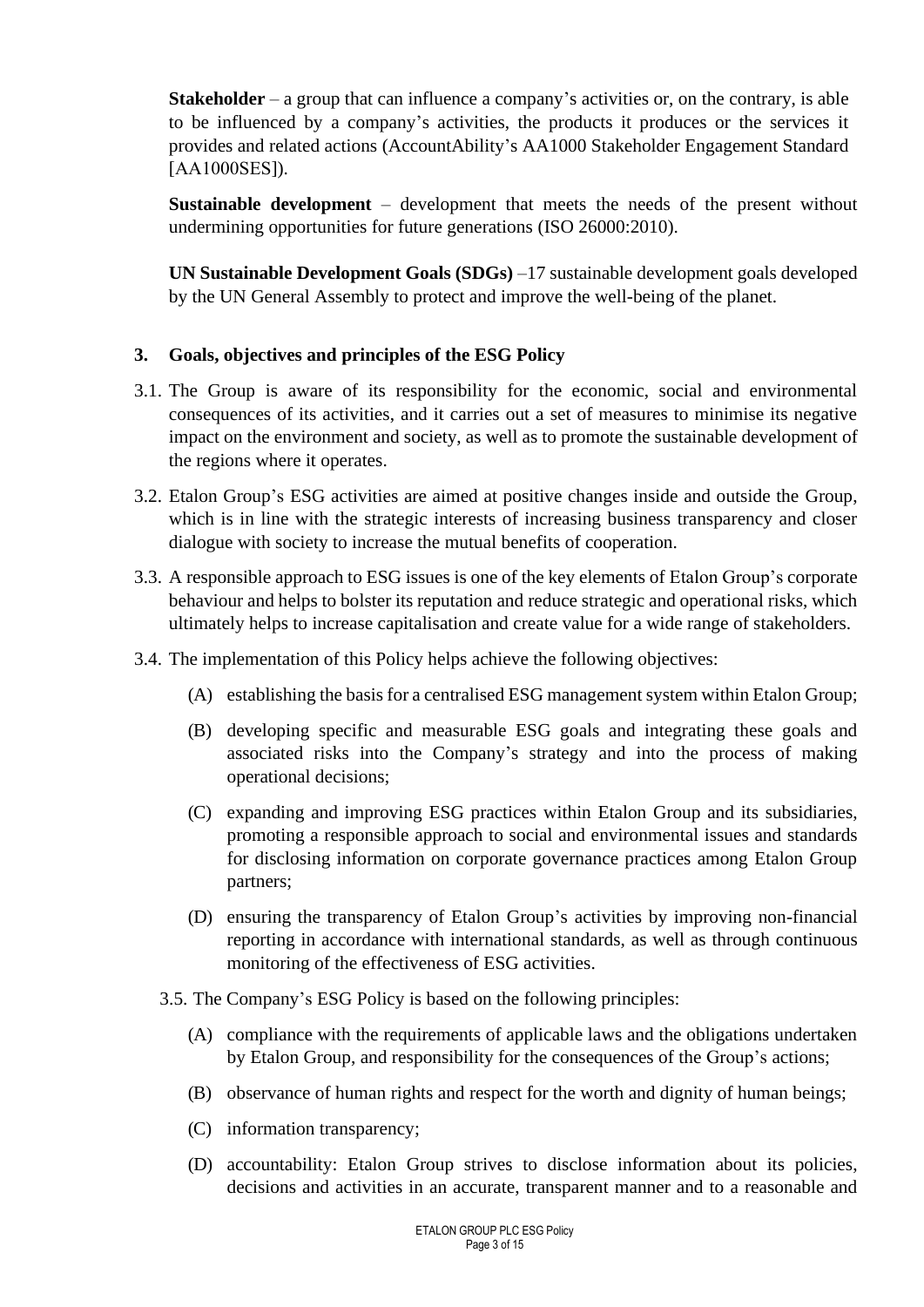**Stakeholder** – a group that can influence a company's activities or, on the contrary, is able to be influenced by a company's activities, the products it produces or the services it provides and related actions (AccountAbility's AA1000 Stakeholder Engagement Standard [AA1000SES]).

**Sustainable development** – development that meets the needs of the present without undermining opportunities for future generations (ISO 26000:2010).

**UN Sustainable Development Goals (SDGs)** –17 sustainable development goals developed by the UN General Assembly to protect and improve the well-being of the planet.

## 3. Goals, objectives and principles of the ESG Policy

3.1. The Group is aware of its responsibility for the economic, social and environmental consequences of its activities, and it carries out a set of measures to minimise its negative impact on the environment and society, as well as to promote the sustainable development of the regions where it operates.

3.2. Etalon Group's ESG activities are aimed at positive changes inside and outside the Group, which is in line with the strategic interests of increasing business transparency and closer dialogue with society to increase the mutual benefits of cooperation.

3.3. A responsible approach to ESG issues is one of the key elements of Etalon Group's corporate behaviour and helps to bolster its reputation and reduce strategic and operational risks, which ultimately helps to increase capitalisation and create value for a wide range of stakeholders.

3.4. The implementation of this Policy helps achieve the following objectives:

(A) establishing the basis for a centralised ESG management system within Etalon Group;

(B) developing specific and measurable ESG goals and integrating these goals and associated risks into the Company's strategy and into the process of making operational decisions;

(C) expanding and improving ESG practices within Etalon Group and its subsidiaries, promoting a responsible approach to social and environmental issues and standards for disclosing information on corporate governance practices among Etalon Group partners;

(D) ensuring the transparency of Etalon Group's activities by improving non-financial reporting in accordance with international standards, as well as through continuous monitoring of the effectiveness of ESG activities.

3.5. The Company's ESG Policy is based on the following principles:

(A) compliance with the requirements of applicable laws and the obligations undertaken by Etalon Group, and responsibility for the consequences of the Group's actions;

(B) observance of human rights and respect for the worth and dignity of human beings;

(C) information transparency;

(D) accountability: Etalon Group strives to disclose information about its policies, decisions and activities in an accurate, transparent manner and to a reasonable and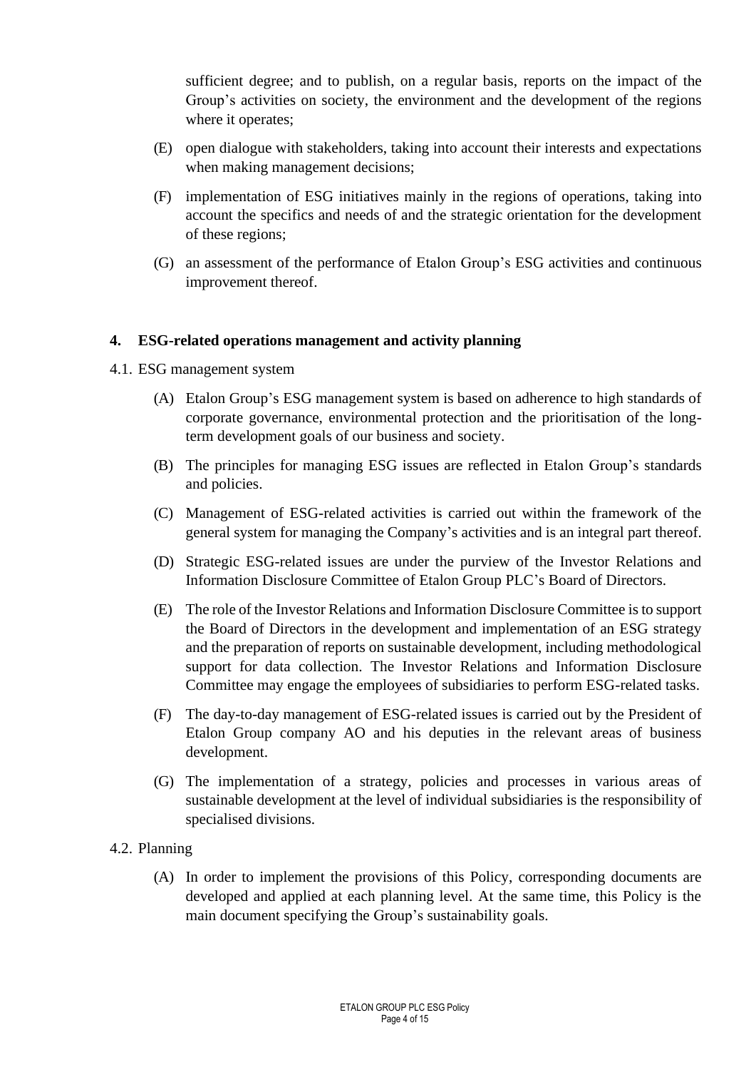sufficient degree; and to publish, on a regular basis, reports on the impact of the Group's activities on society, the environment and the development of the regions where it operates;

(E) open dialogue with stakeholders, taking into account their interests and expectations when making management decisions;

(F) implementation of ESG initiatives mainly in the regions of operations, taking into account the specifics and needs of and the strategic orientation for the development of these regions;

(G) an assessment of the performance of Etalon Group's ESG activities and continuous improvement thereof.

## 4. ESG-related operations management and activity planning

4.1. ESG management system

(A) Etalon Group's ESG management system is based on adherence to high standards of corporate governance, environmental protection and the prioritisation of the long-term development goals of our business and society.

(B) The principles for managing ESG issues are reflected in Etalon Group's standards and policies.

(C) Management of ESG-related activities is carried out within the framework of the general system for managing the Company's activities and is an integral part thereof.

(D) Strategic ESG-related issues are under the purview of the Investor Relations and Information Disclosure Committee of Etalon Group PLC's Board of Directors.

(E) The role of the Investor Relations and Information Disclosure Committee is to support the Board of Directors in the development and implementation of an ESG strategy and the preparation of reports on sustainable development, including methodological support for data collection. The Investor Relations and Information Disclosure Committee may engage the employees of subsidiaries to perform ESG-related tasks.

(F) The day-to-day management of ESG-related issues is carried out by the President of Etalon Group company AO and his deputies in the relevant areas of business development.

(G) The implementation of a strategy, policies and processes in various areas of sustainable development at the level of individual subsidiaries is the responsibility of specialised divisions.

4.2. Planning

(A) In order to implement the provisions of this Policy, corresponding documents are developed and applied at each planning level. At the same time, this Policy is the main document specifying the Group's sustainability goals.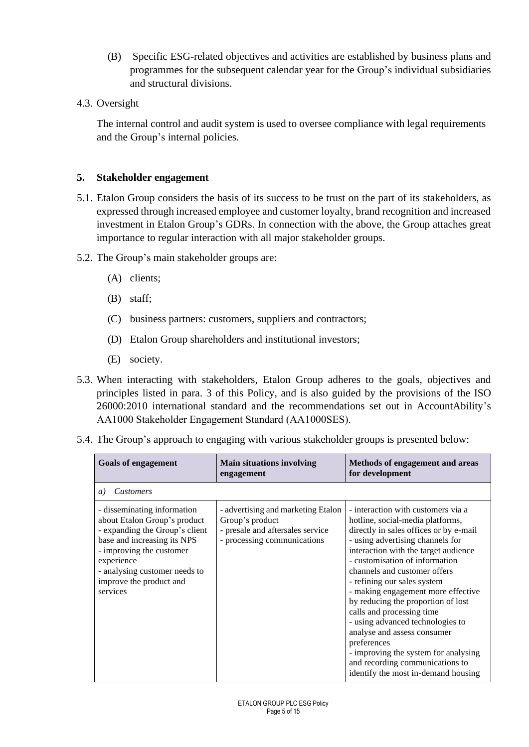(B) Specific ESG-related objectives and activities are established by business plans and programmes for the subsequent calendar year for the Group's individual subsidiaries and structural divisions.

4.3. Oversight

The internal control and audit system is used to oversee compliance with legal requirements and the Group's internal policies.

## 5. Stakeholder engagement

5.1. Etalon Group considers the basis of its success to be trust on the part of its stakeholders, as expressed through increased employee and customer loyalty, brand recognition and increased investment in Etalon Group's GDRs. In connection with the above, the Group attaches great importance to regular interaction with all major stakeholder groups.

5.2. The Group's main stakeholder groups are:

(A) clients;

(B) staff;

(C) business partners: customers, suppliers and contractors;

(D) Etalon Group shareholders and institutional investors;

(E) society.

5.3. When interacting with stakeholders, Etalon Group adheres to the goals, objectives and principles listed in para. 3 of this Policy, and is also guided by the provisions of the ISO 26000:2010 international standard and the recommendations set out in AccountAbility's AA1000 Stakeholder Engagement Standard (AA1000SES).

5.4. The Group's approach to engaging with various stakeholder groups is presented below:

| Goals of engagement | Main situations involving engagement | Methods of engagement and areas for development |
|---|---|---|
| *a) Customers* | | |
| - disseminating information about Etalon Group's product<br>- expanding the Group's client base and increasing its NPS<br>- improving the customer experience<br>- analysing customer needs to improve the product and services | - advertising and marketing Etalon Group's product<br>- presale and aftersales service<br>- processing communications | - interaction with customers via a hotline, social-media platforms, directly in sales offices or by e-mail<br>- using advertising channels for interaction with the target audience<br>- customisation of information channels and customer offers<br>- refining our sales system<br>- making engagement more effective by reducing the proportion of lost calls and processing time<br>- using advanced technologies to analyse and assess consumer preferences<br>- improving the system for analysing and recording communications to identify the most in-demand housing |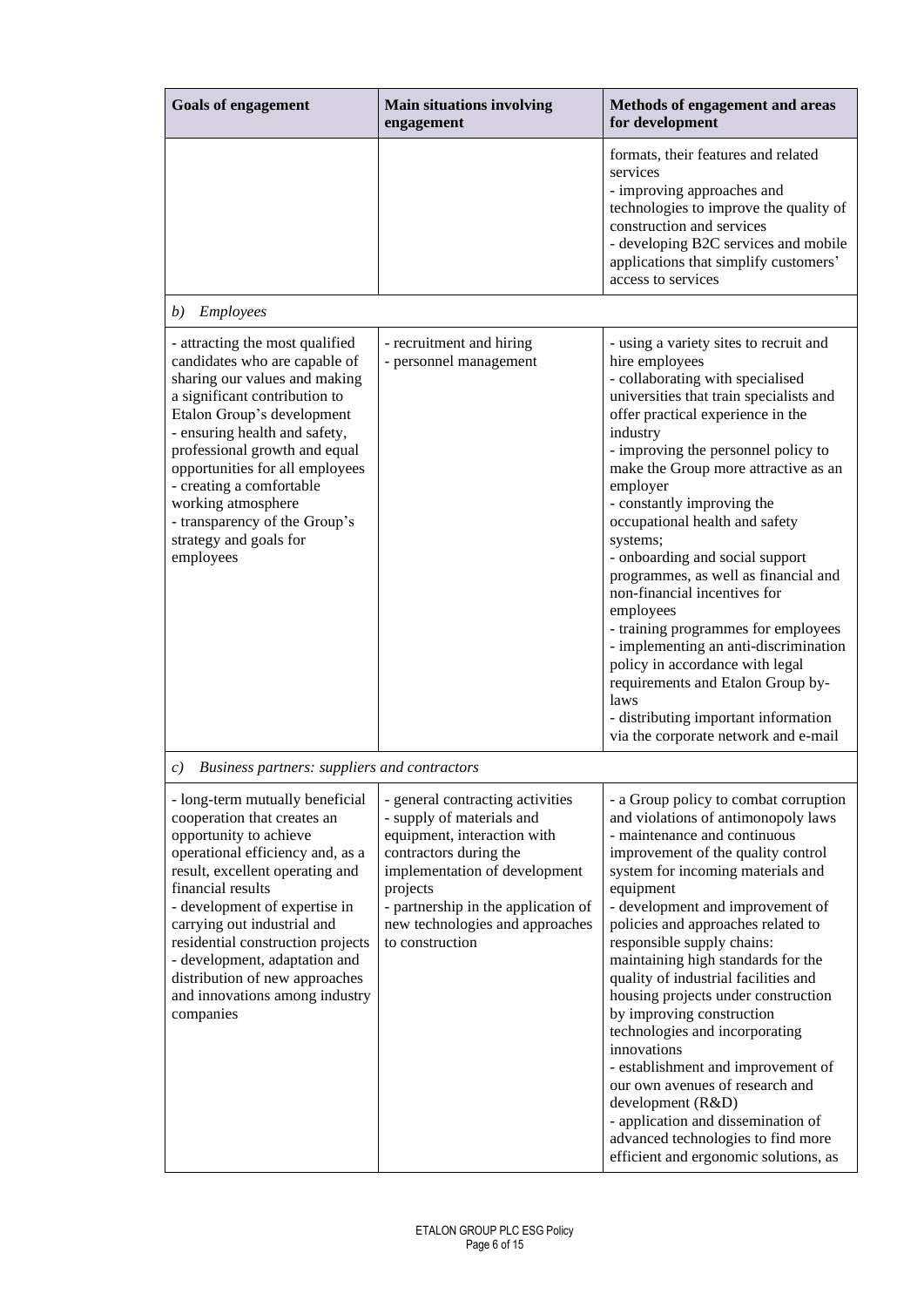| Goals of engagement | Main situations involving engagement | Methods of engagement and areas for development |
|---|---|---|
| | | formats, their features and related services<br>- improving approaches and technologies to improve the quality of construction and services<br>- developing B2C services and mobile applications that simplify customers' access to services |
| *b) Employees* | | |
| - attracting the most qualified candidates who are capable of sharing our values and making a significant contribution to Etalon Group's development<br>- ensuring health and safety, professional growth and equal opportunities for all employees<br>- creating a comfortable working atmosphere<br>- transparency of the Group's strategy and goals for employees | - recruitment and hiring<br>- personnel management | - using a variety sites to recruit and hire employees<br>- collaborating with specialised universities that train specialists and offer practical experience in the industry<br>- improving the personnel policy to make the Group more attractive as an employer<br>- constantly improving the occupational health and safety systems;<br>- onboarding and social support programmes, as well as financial and non-financial incentives for employees<br>- training programmes for employees<br>- implementing an anti-discrimination policy in accordance with legal requirements and Etalon Group by-laws<br>- distributing important information via the corporate network and e-mail |
| *c) Business partners: suppliers and contractors* | | |
| - long-term mutually beneficial cooperation that creates an opportunity to achieve operational efficiency and, as a result, excellent operating and financial results<br>- development of expertise in carrying out industrial and residential construction projects<br>- development, adaptation and distribution of new approaches and innovations among industry companies | - general contracting activities<br>- supply of materials and equipment, interaction with contractors during the implementation of development projects<br>- partnership in the application of new technologies and approaches to construction | - a Group policy to combat corruption and violations of antimonopoly laws<br>- maintenance and continuous improvement of the quality control system for incoming materials and equipment<br>- development and improvement of policies and approaches related to responsible supply chains: maintaining high standards for the quality of industrial facilities and housing projects under construction by improving construction technologies and incorporating innovations<br>- establishment and improvement of our own avenues of research and development (R&D)<br>- application and dissemination of advanced technologies to find more efficient and ergonomic solutions, as |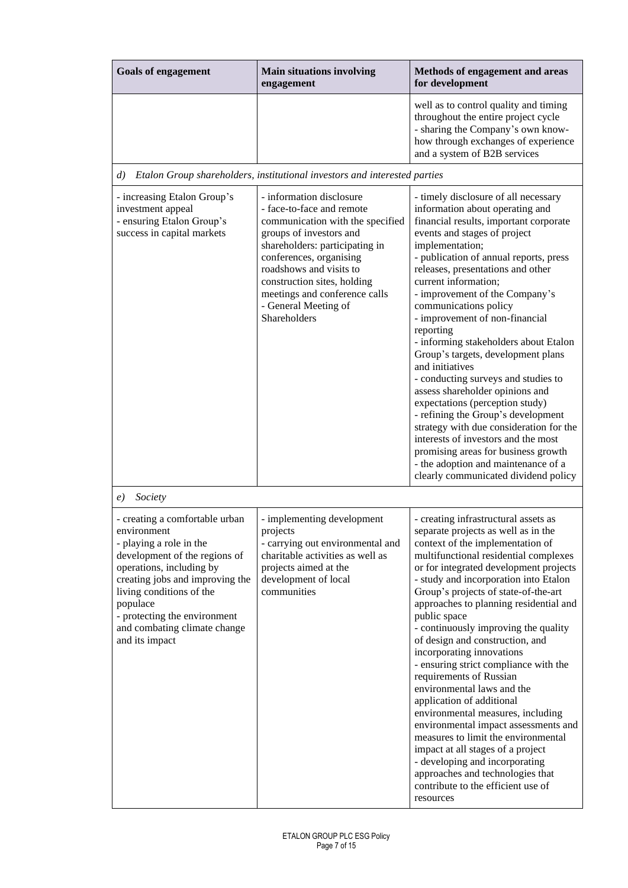| Goals of engagement | Main situations involving engagement | Methods of engagement and areas for development |
|---|---|---|
| | | well as to control quality and timing throughout the entire project cycle<br>- sharing the Company's own know-how through exchanges of experience and a system of B2B services |
| *d) Etalon Group shareholders, institutional investors and interested parties* | | |
| - increasing Etalon Group's investment appeal<br>- ensuring Etalon Group's success in capital markets | - information disclosure<br>- face-to-face and remote communication with the specified groups of investors and shareholders: participating in conferences, organising roadshows and visits to construction sites, holding meetings and conference calls<br>- General Meeting of Shareholders | - timely disclosure of all necessary information about operating and financial results, important corporate events and stages of project implementation;<br>- publication of annual reports, press releases, presentations and other current information;<br>- improvement of the Company's communications policy<br>- improvement of non-financial reporting<br>- informing stakeholders about Etalon Group's targets, development plans and initiatives<br>- conducting surveys and studies to assess shareholder opinions and expectations (perception study)<br>- refining the Group's development strategy with due consideration for the interests of investors and the most promising areas for business growth<br>- the adoption and maintenance of a clearly communicated dividend policy |
| *e) Society* | | |
| - creating a comfortable urban environment<br>- playing a role in the development of the regions of operations, including by creating jobs and improving the living conditions of the populace<br>- protecting the environment and combating climate change and its impact | - implementing development projects<br>- carrying out environmental and charitable activities as well as projects aimed at the development of local communities | - creating infrastructural assets as separate projects as well as in the context of the implementation of multifunctional residential complexes or for integrated development projects<br>- study and incorporation into Etalon Group's projects of state-of-the-art approaches to planning residential and public space<br>- continuously improving the quality of design and construction, and incorporating innovations<br>- ensuring strict compliance with the requirements of Russian environmental laws and the application of additional environmental measures, including environmental impact assessments and measures to limit the environmental impact at all stages of a project<br>- developing and incorporating approaches and technologies that contribute to the efficient use of resources |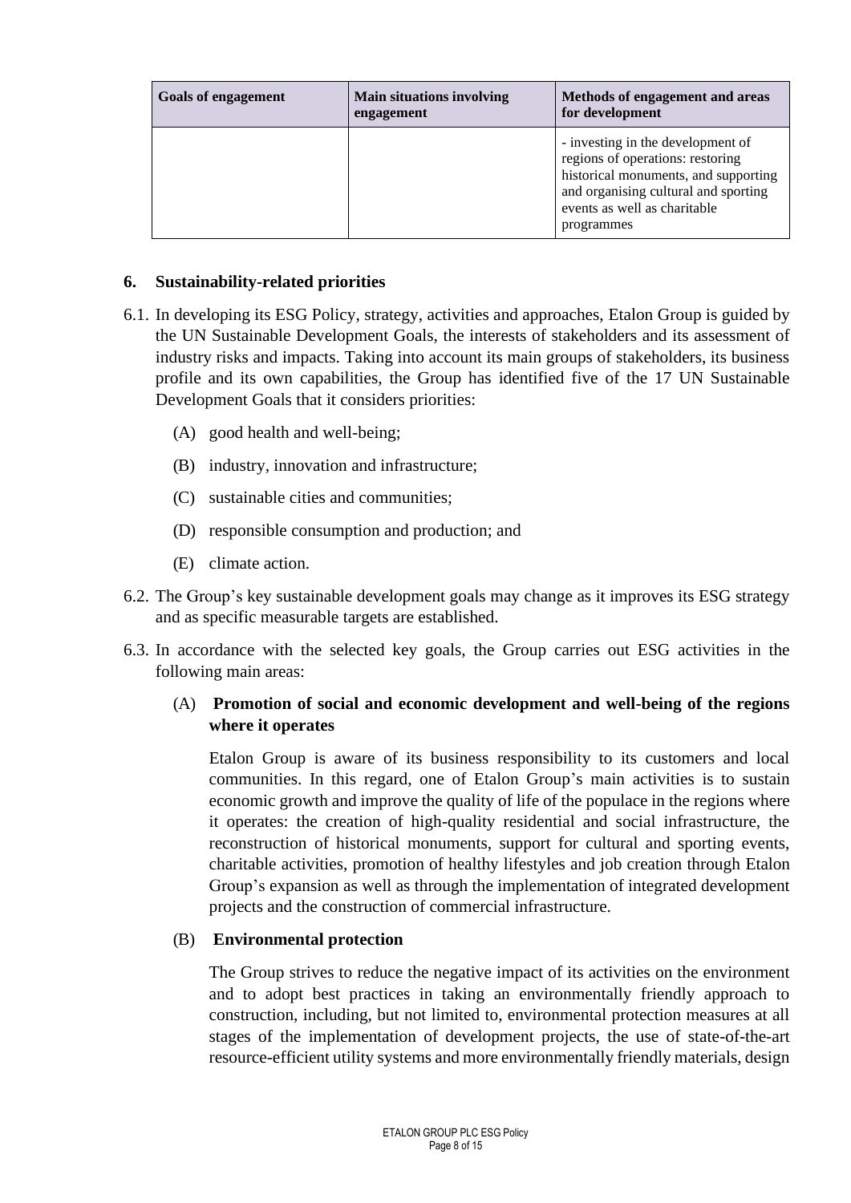| Goals of engagement | Main situations involving engagement | Methods of engagement and areas for development |
|---|---|---|
| | | - investing in the development of regions of operations: restoring historical monuments, and supporting and organising cultural and sporting events as well as charitable programmes |

## 6. Sustainability-related priorities

6.1. In developing its ESG Policy, strategy, activities and approaches, Etalon Group is guided by the UN Sustainable Development Goals, the interests of stakeholders and its assessment of industry risks and impacts. Taking into account its main groups of stakeholders, its business profile and its own capabilities, the Group has identified five of the 17 UN Sustainable Development Goals that it considers priorities:

(A) good health and well-being;

(B) industry, innovation and infrastructure;

(C) sustainable cities and communities;

(D) responsible consumption and production; and

(E) climate action.

6.2. The Group's key sustainable development goals may change as it improves its ESG strategy and as specific measurable targets are established.

6.3. In accordance with the selected key goals, the Group carries out ESG activities in the following main areas:

(A) **Promotion of social and economic development and well-being of the regions where it operates**

Etalon Group is aware of its business responsibility to its customers and local communities. In this regard, one of Etalon Group's main activities is to sustain economic growth and improve the quality of life of the populace in the regions where it operates: the creation of high-quality residential and social infrastructure, the reconstruction of historical monuments, support for cultural and sporting events, charitable activities, promotion of healthy lifestyles and job creation through Etalon Group's expansion as well as through the implementation of integrated development projects and the construction of commercial infrastructure.

(B) **Environmental protection**

The Group strives to reduce the negative impact of its activities on the environment and to adopt best practices in taking an environmentally friendly approach to construction, including, but not limited to, environmental protection measures at all stages of the implementation of development projects, the use of state-of-the-art resource-efficient utility systems and more environmentally friendly materials, design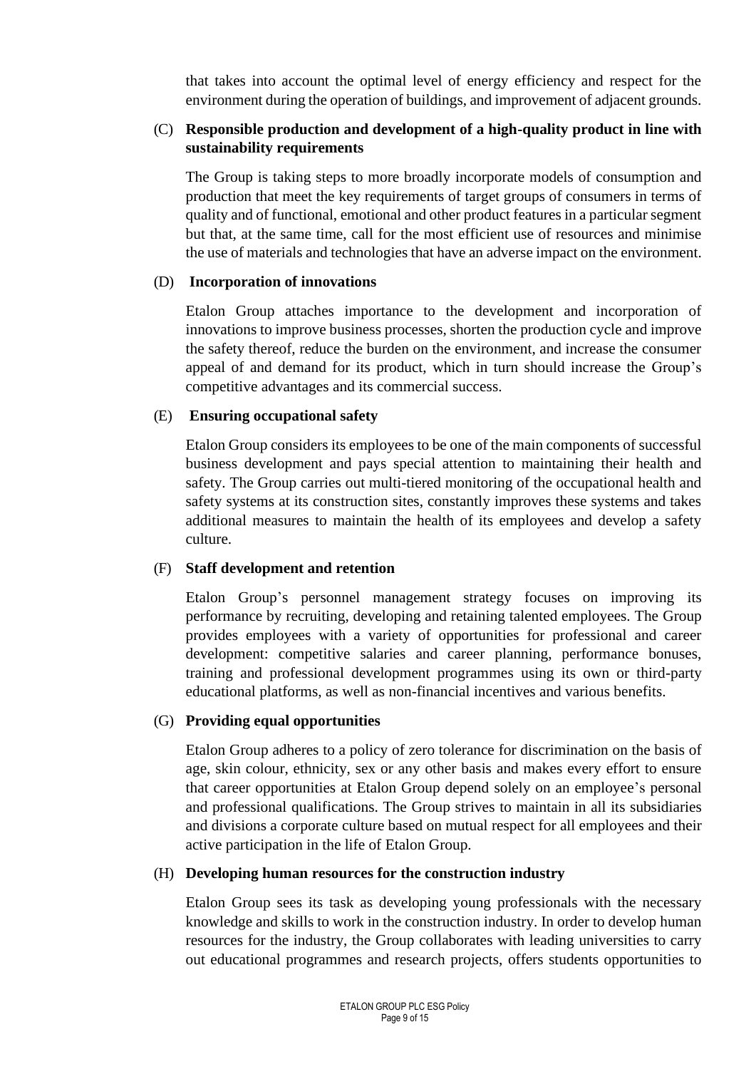that takes into account the optimal level of energy efficiency and respect for the environment during the operation of buildings, and improvement of adjacent grounds.

(C) **Responsible production and development of a high-quality product in line with sustainability requirements**

The Group is taking steps to more broadly incorporate models of consumption and production that meet the key requirements of target groups of consumers in terms of quality and of functional, emotional and other product features in a particular segment but that, at the same time, call for the most efficient use of resources and minimise the use of materials and technologies that have an adverse impact on the environment.

(D) **Incorporation of innovations**

Etalon Group attaches importance to the development and incorporation of innovations to improve business processes, shorten the production cycle and improve the safety thereof, reduce the burden on the environment, and increase the consumer appeal of and demand for its product, which in turn should increase the Group's competitive advantages and its commercial success.

(E) **Ensuring occupational safety**

Etalon Group considers its employees to be one of the main components of successful business development and pays special attention to maintaining their health and safety. The Group carries out multi-tiered monitoring of the occupational health and safety systems at its construction sites, constantly improves these systems and takes additional measures to maintain the health of its employees and develop a safety culture.

(F) **Staff development and retention**

Etalon Group's personnel management strategy focuses on improving its performance by recruiting, developing and retaining talented employees. The Group provides employees with a variety of opportunities for professional and career development: competitive salaries and career planning, performance bonuses, training and professional development programmes using its own or third-party educational platforms, as well as non-financial incentives and various benefits.

(G) **Providing equal opportunities**

Etalon Group adheres to a policy of zero tolerance for discrimination on the basis of age, skin colour, ethnicity, sex or any other basis and makes every effort to ensure that career opportunities at Etalon Group depend solely on an employee's personal and professional qualifications. The Group strives to maintain in all its subsidiaries and divisions a corporate culture based on mutual respect for all employees and their active participation in the life of Etalon Group.

(H) **Developing human resources for the construction industry**

Etalon Group sees its task as developing young professionals with the necessary knowledge and skills to work in the construction industry. In order to develop human resources for the industry, the Group collaborates with leading universities to carry out educational programmes and research projects, offers students opportunities to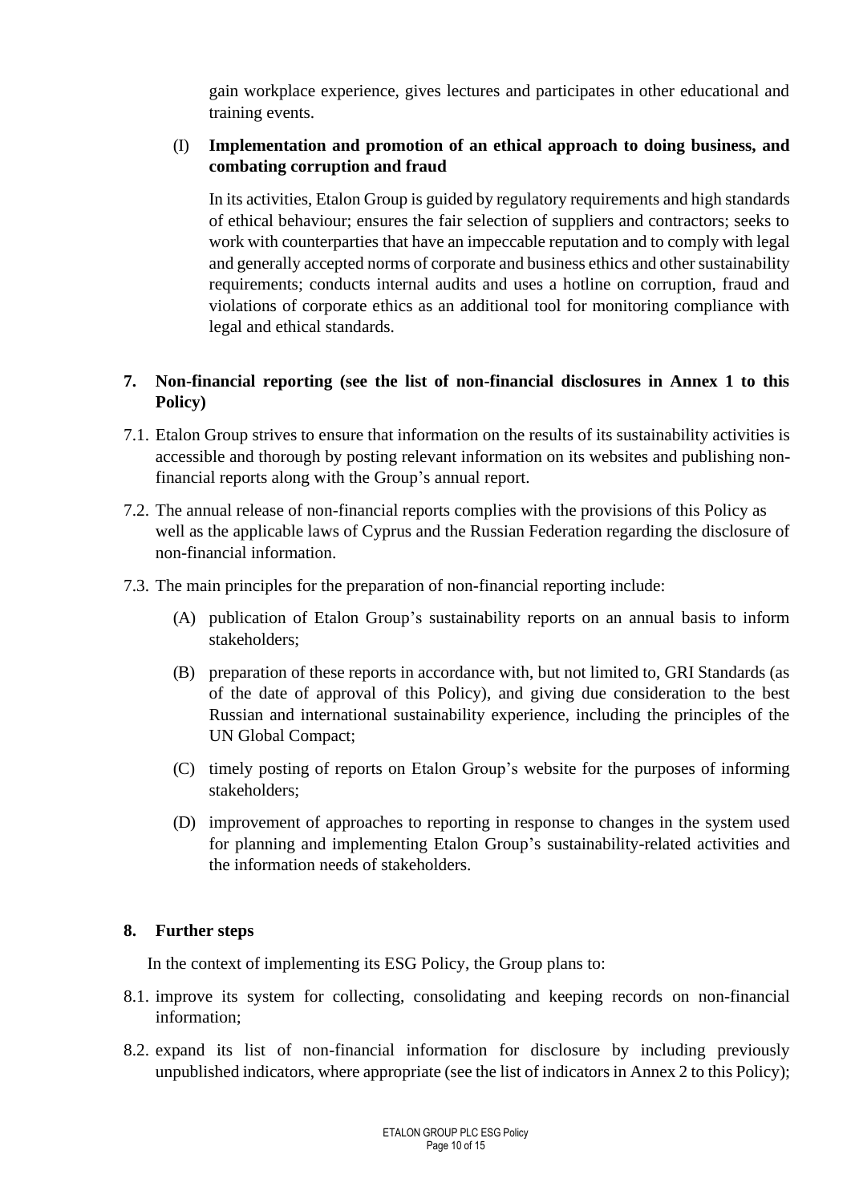gain workplace experience, gives lectures and participates in other educational and training events.

(I) **Implementation and promotion of an ethical approach to doing business, and combating corruption and fraud**

In its activities, Etalon Group is guided by regulatory requirements and high standards of ethical behaviour; ensures the fair selection of suppliers and contractors; seeks to work with counterparties that have an impeccable reputation and to comply with legal and generally accepted norms of corporate and business ethics and other sustainability requirements; conducts internal audits and uses a hotline on corruption, fraud and violations of corporate ethics as an additional tool for monitoring compliance with legal and ethical standards.

## 7. Non-financial reporting (see the list of non-financial disclosures in Annex 1 to this Policy)

7.1. Etalon Group strives to ensure that information on the results of its sustainability activities is accessible and thorough by posting relevant information on its websites and publishing non-financial reports along with the Group's annual report.

7.2. The annual release of non-financial reports complies with the provisions of this Policy as well as the applicable laws of Cyprus and the Russian Federation regarding the disclosure of non-financial information.

7.3. The main principles for the preparation of non-financial reporting include:

(A) publication of Etalon Group's sustainability reports on an annual basis to inform stakeholders;

(B) preparation of these reports in accordance with, but not limited to, GRI Standards (as of the date of approval of this Policy), and giving due consideration to the best Russian and international sustainability experience, including the principles of the UN Global Compact;

(C) timely posting of reports on Etalon Group's website for the purposes of informing stakeholders;

(D) improvement of approaches to reporting in response to changes in the system used for planning and implementing Etalon Group's sustainability-related activities and the information needs of stakeholders.

## 8. Further steps

In the context of implementing its ESG Policy, the Group plans to:

8.1. improve its system for collecting, consolidating and keeping records on non-financial information;

8.2. expand its list of non-financial information for disclosure by including previously unpublished indicators, where appropriate (see the list of indicators in Annex 2 to this Policy);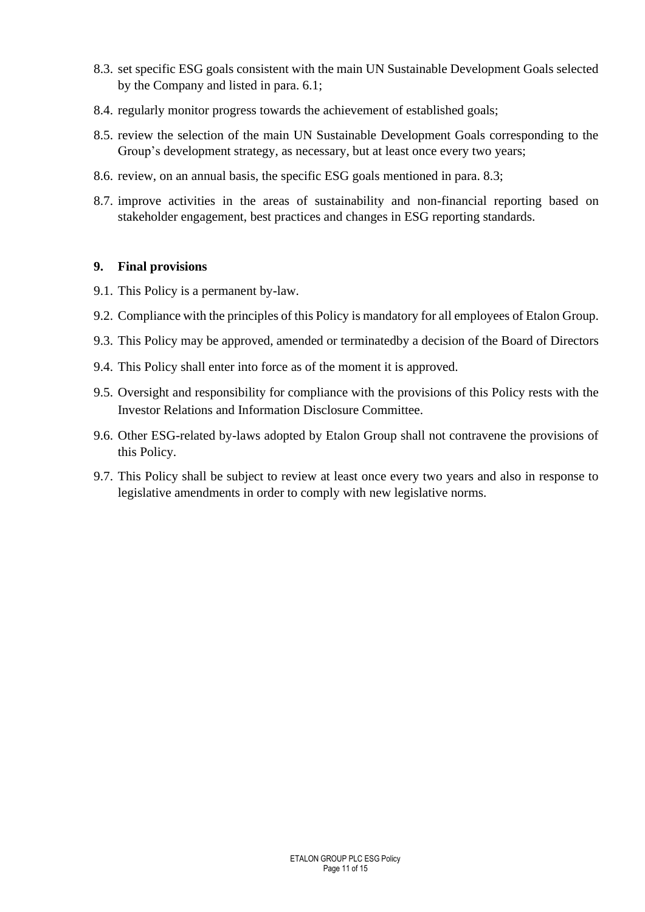8.3. set specific ESG goals consistent with the main UN Sustainable Development Goals selected by the Company and listed in para. 6.1;

8.4. regularly monitor progress towards the achievement of established goals;

8.5. review the selection of the main UN Sustainable Development Goals corresponding to the Group's development strategy, as necessary, but at least once every two years;

8.6. review, on an annual basis, the specific ESG goals mentioned in para. 8.3;

8.7. improve activities in the areas of sustainability and non-financial reporting based on stakeholder engagement, best practices and changes in ESG reporting standards.

## 9. Final provisions

9.1. This Policy is a permanent by-law.

9.2. Compliance with the principles of this Policy is mandatory for all employees of Etalon Group.

9.3. This Policy may be approved, amended or terminatedby a decision of the Board of Directors

9.4. This Policy shall enter into force as of the moment it is approved.

9.5. Oversight and responsibility for compliance with the provisions of this Policy rests with the Investor Relations and Information Disclosure Committee.

9.6. Other ESG-related by-laws adopted by Etalon Group shall not contravene the provisions of this Policy.

9.7. This Policy shall be subject to review at least once every two years and also in response to legislative amendments in order to comply with new legislative norms.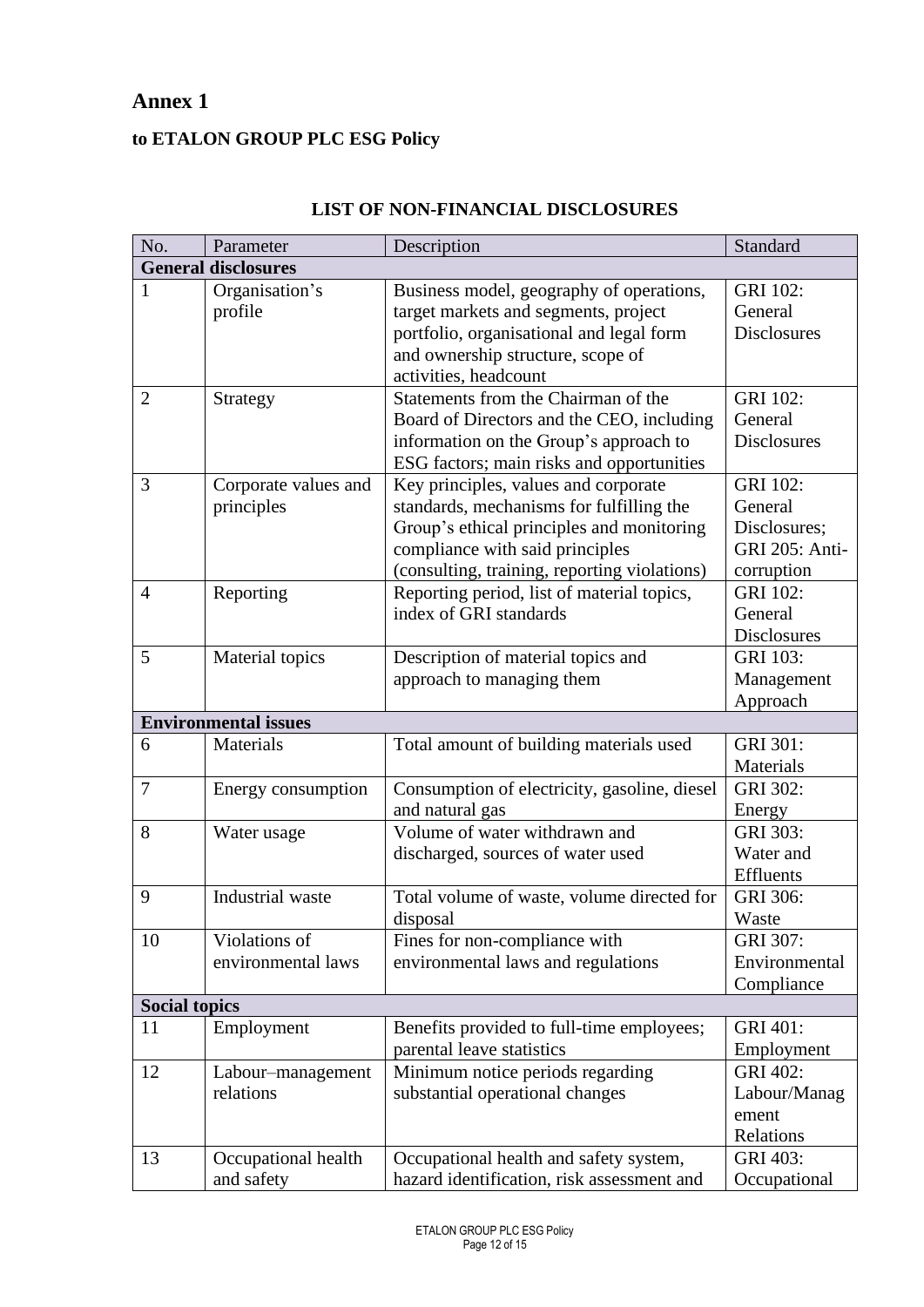# Annex 1

**to ETALON GROUP PLC ESG Policy**

**LIST OF NON-FINANCIAL DISCLOSURES**

| No. | Parameter | Description | Standard |
|---|---|---|---|
| **General disclosures** | | | |
| 1 | Organisation's profile | Business model, geography of operations, target markets and segments, project portfolio, organisational and legal form and ownership structure, scope of activities, headcount | GRI 102: General Disclosures |
| 2 | Strategy | Statements from the Chairman of the Board of Directors and the CEO, including information on the Group's approach to ESG factors; main risks and opportunities | GRI 102: General Disclosures |
| 3 | Corporate values and principles | Key principles, values and corporate standards, mechanisms for fulfilling the Group's ethical principles and monitoring compliance with said principles (consulting, training, reporting violations) | GRI 102: General Disclosures; GRI 205: Anti-corruption |
| 4 | Reporting | Reporting period, list of material topics, index of GRI standards | GRI 102: General Disclosures |
| 5 | Material topics | Description of material topics and approach to managing them | GRI 103: Management Approach |
| **Environmental issues** | | | |
| 6 | Materials | Total amount of building materials used | GRI 301: Materials |
| 7 | Energy consumption | Consumption of electricity, gasoline, diesel and natural gas | GRI 302: Energy |
| 8 | Water usage | Volume of water withdrawn and discharged, sources of water used | GRI 303: Water and Effluents |
| 9 | Industrial waste | Total volume of waste, volume directed for disposal | GRI 306: Waste |
| 10 | Violations of environmental laws | Fines for non-compliance with environmental laws and regulations | GRI 307: Environmental Compliance |
| **Social topics** | | | |
| 11 | Employment | Benefits provided to full-time employees; parental leave statistics | GRI 401: Employment |
| 12 | Labour–management relations | Minimum notice periods regarding substantial operational changes | GRI 402: Labour/Management Relations |
| 13 | Occupational health and safety | Occupational health and safety system, hazard identification, risk assessment and | GRI 403: Occupational |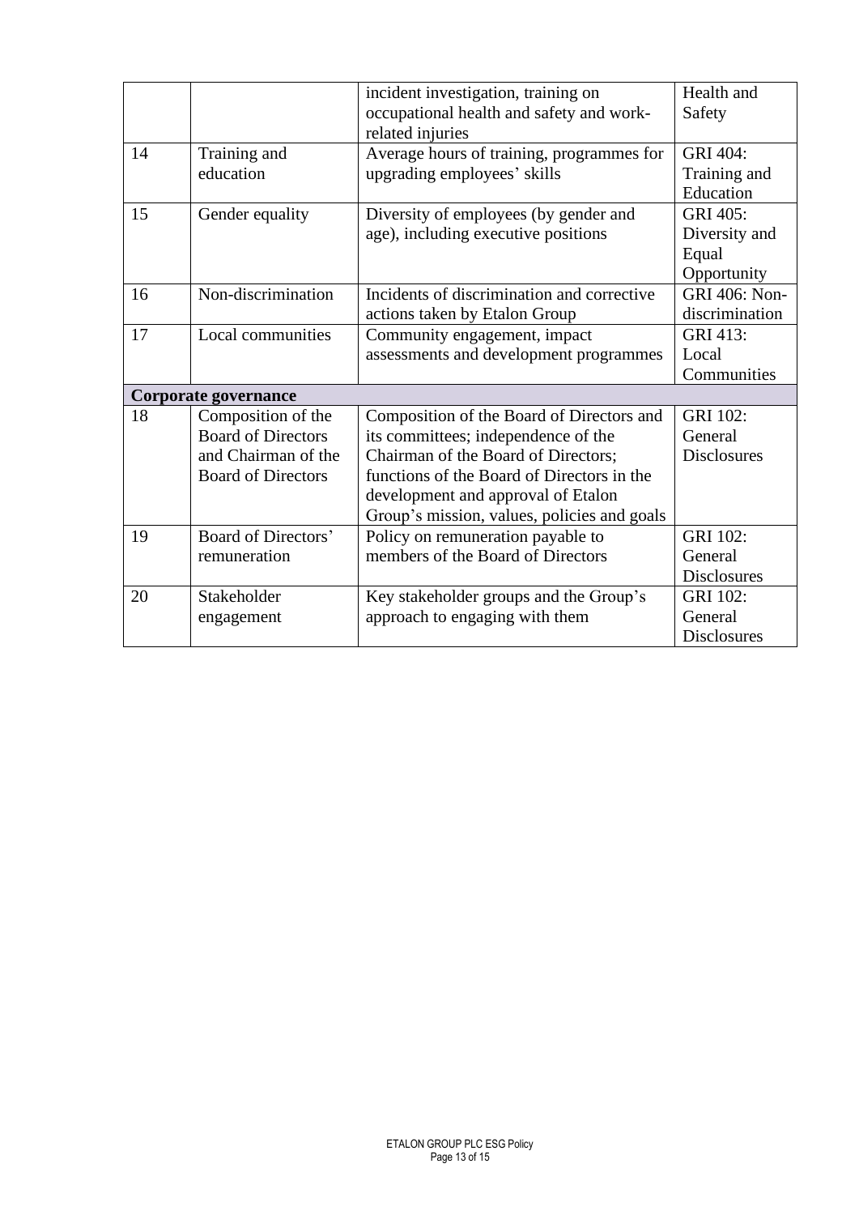|  |  |  |  |
|---|---|---|---|
|  |  | incident investigation, training on occupational health and safety and work-related injuries | Health and Safety |
| 14 | Training and education | Average hours of training, programmes for upgrading employees' skills | GRI 404: Training and Education |
| 15 | Gender equality | Diversity of employees (by gender and age), including executive positions | GRI 405: Diversity and Equal Opportunity |
| 16 | Non-discrimination | Incidents of discrimination and corrective actions taken by Etalon Group | GRI 406: Non-discrimination |
| 17 | Local communities | Community engagement, impact assessments and development programmes | GRI 413: Local Communities |
| **Corporate governance** |  |  |  |
| 18 | Composition of the Board of Directors and Chairman of the Board of Directors | Composition of the Board of Directors and its committees; independence of the Chairman of the Board of Directors; functions of the Board of Directors in the development and approval of Etalon Group's mission, values, policies and goals | GRI 102: General Disclosures |
| 19 | Board of Directors' remuneration | Policy on remuneration payable to members of the Board of Directors | GRI 102: General Disclosures |
| 20 | Stakeholder engagement | Key stakeholder groups and the Group's approach to engaging with them | GRI 102: General Disclosures |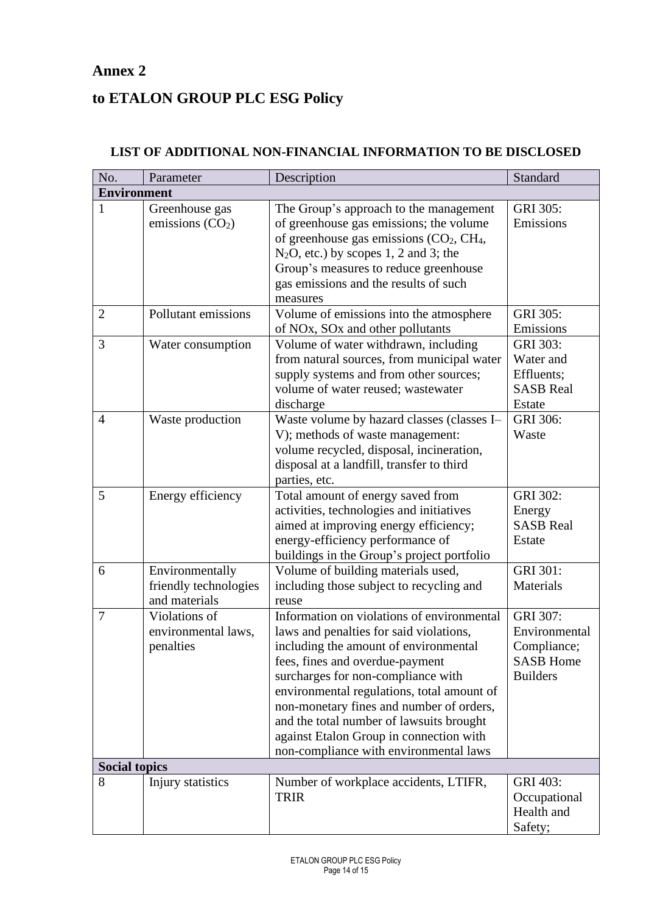# Annex 2

# to ETALON GROUP PLC ESG Policy

**LIST OF ADDITIONAL NON-FINANCIAL INFORMATION TO BE DISCLOSED**

| No. | Parameter | Description | Standard |
|---|---|---|---|
| **Environment** | | | |
| 1 | Greenhouse gas emissions ($CO_2$) | The Group's approach to the management of greenhouse gas emissions; the volume of greenhouse gas emissions ($CO_2$, $CH_4$, $N_2O$, etc.) by scopes 1, 2 and 3; the Group's measures to reduce greenhouse gas emissions and the results of such measures | GRI 305: Emissions |
| 2 | Pollutant emissions | Volume of emissions into the atmosphere of NOx, SOx and other pollutants | GRI 305: Emissions |
| 3 | Water consumption | Volume of water withdrawn, including from natural sources, from municipal water supply systems and from other sources; volume of water reused; wastewater discharge | GRI 303: Water and Effluents; SASB Real Estate |
| 4 | Waste production | Waste volume by hazard classes (classes I–V); methods of waste management: volume recycled, disposal, incineration, disposal at a landfill, transfer to third parties, etc. | GRI 306: Waste |
| 5 | Energy efficiency | Total amount of energy saved from activities, technologies and initiatives aimed at improving energy efficiency; energy-efficiency performance of buildings in the Group's project portfolio | GRI 302: Energy SASB Real Estate |
| 6 | Environmentally friendly technologies and materials | Volume of building materials used, including those subject to recycling and reuse | GRI 301: Materials |
| 7 | Violations of environmental laws, penalties | Information on violations of environmental laws and penalties for said violations, including the amount of environmental fees, fines and overdue-payment surcharges for non-compliance with environmental regulations, total amount of non-monetary fines and number of orders, and the total number of lawsuits brought against Etalon Group in connection with non-compliance with environmental laws | GRI 307: Environmental Compliance; SASB Home Builders |
| **Social topics** | | | |
| 8 | Injury statistics | Number of workplace accidents, LTIFR, TRIR | GRI 403: Occupational Health and Safety; |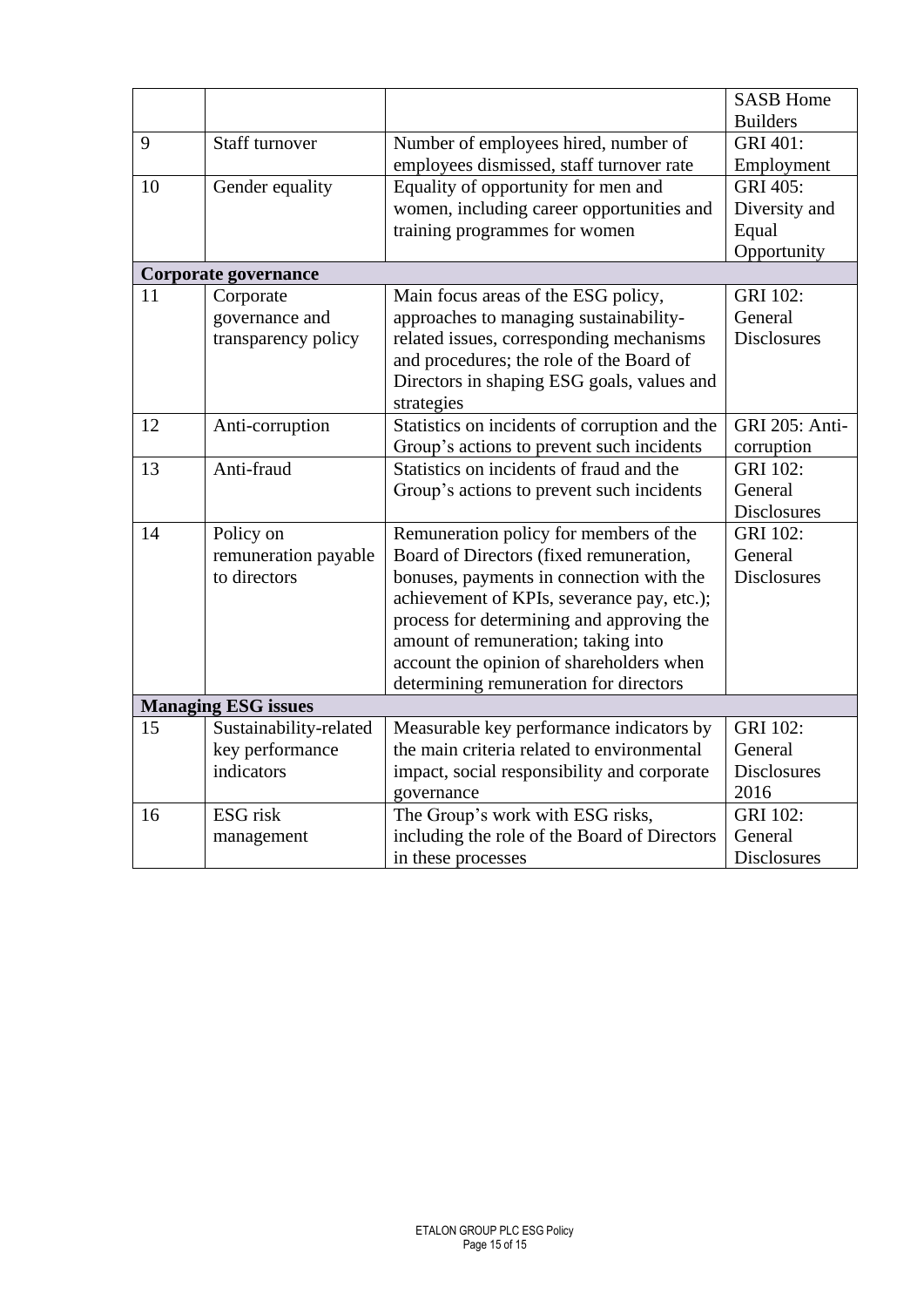| | | | |
|---|---|---|---|
| | | | SASB Home Builders |
| 9 | Staff turnover | Number of employees hired, number of employees dismissed, staff turnover rate | GRI 401: Employment |
| 10 | Gender equality | Equality of opportunity for men and women, including career opportunities and training programmes for women | GRI 405: Diversity and Equal Opportunity |
| **Corporate governance** | | | |
| 11 | Corporate governance and transparency policy | Main focus areas of the ESG policy, approaches to managing sustainability-related issues, corresponding mechanisms and procedures; the role of the Board of Directors in shaping ESG goals, values and strategies | GRI 102: General Disclosures |
| 12 | Anti-corruption | Statistics on incidents of corruption and the Group's actions to prevent such incidents | GRI 205: Anti-corruption |
| 13 | Anti-fraud | Statistics on incidents of fraud and the Group's actions to prevent such incidents | GRI 102: General Disclosures |
| 14 | Policy on remuneration payable to directors | Remuneration policy for members of the Board of Directors (fixed remuneration, bonuses, payments in connection with the achievement of KPIs, severance pay, etc.); process for determining and approving the amount of remuneration; taking into account the opinion of shareholders when determining remuneration for directors | GRI 102: General Disclosures |
| **Managing ESG issues** | | | |
| 15 | Sustainability-related key performance indicators | Measurable key performance indicators by the main criteria related to environmental impact, social responsibility and corporate governance | GRI 102: General Disclosures 2016 |
| 16 | ESG risk management | The Group's work with ESG risks, including the role of the Board of Directors in these processes | GRI 102: General Disclosures |